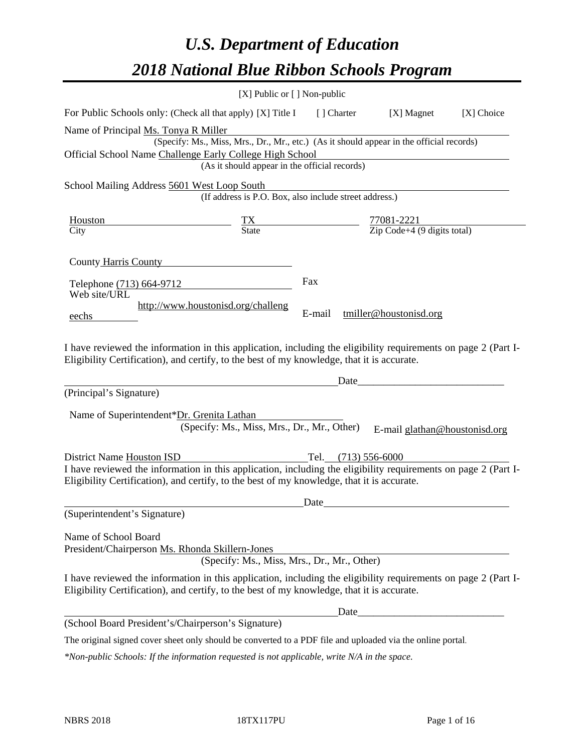# *U.S. Department of Education*

# *2018 National Blue Ribbon Schools Program*

[X] Public or [ ] Non-public

For Public Schools only: (Check all that apply) [X] Title I [ ] Charter [X] Magnet [X] Choice

Name of Principal Ms. Tonya R Miller
(Specify: Ms., Miss, Mrs., Dr., Mr., etc.) (As it should appear in the official records)

Official School Name Challenge Early College High School
(As it should appear in the official records)

School Mailing Address 5601 West Loop South
(If address is P.O. Box, also include street address.)

| Houston | TX | 77081-2221 |
|---|---|---|
| City | State | Zip Code+4 (9 digits total) |

County Harris County

Telephone (713) 664-9712

Fax

Web site/URL http://www.houstonisd.org/challengeechs

E-mail tmiller@houstonisd.org

I have reviewed the information in this application, including the eligibility requirements on page 2 (Part I-Eligibility Certification), and certify, to the best of my knowledge, that it is accurate.

_______________________________________________ Date_______________________

(Principal's Signature)

Name of Superintendent*Dr. Grenita Lathan
(Specify: Ms., Miss, Mrs., Dr., Mr., Other)

E-mail glathan@houstonisd.org

District Name Houston ISD Tel. (713) 556-6000

I have reviewed the information in this application, including the eligibility requirements on page 2 (Part I-Eligibility Certification), and certify, to the best of my knowledge, that it is accurate.

_______________________________________________ Date_______________________

(Superintendent's Signature)

Name of School Board
President/Chairperson Ms. Rhonda Skillern-Jones
(Specify: Ms., Miss, Mrs., Dr., Mr., Other)

I have reviewed the information in this application, including the eligibility requirements on page 2 (Part I-Eligibility Certification), and certify, to the best of my knowledge, that it is accurate.

_______________________________________________ Date_______________________

(School Board President's/Chairperson's Signature)

The original signed cover sheet only should be converted to a PDF file and uploaded via the online portal.

*\*Non-public Schools: If the information requested is not applicable, write N/A in the space.*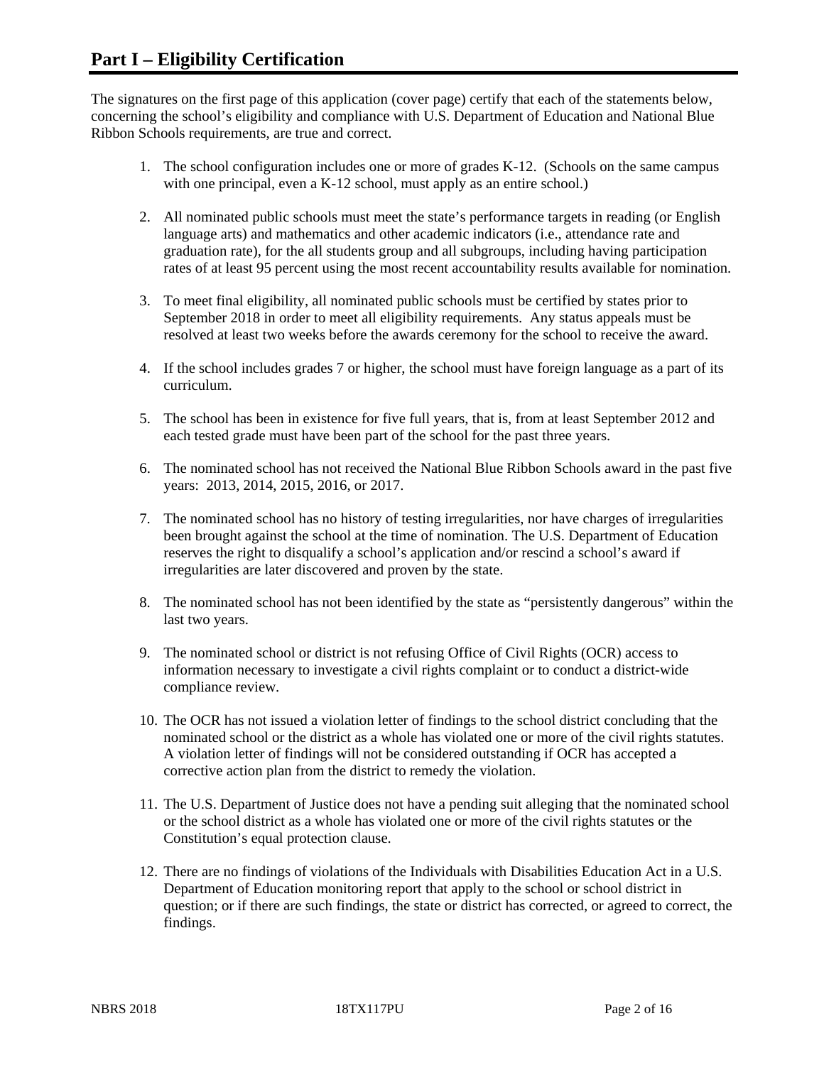# Part I – Eligibility Certification

The signatures on the first page of this application (cover page) certify that each of the statements below, concerning the school's eligibility and compliance with U.S. Department of Education and National Blue Ribbon Schools requirements, are true and correct.

1. The school configuration includes one or more of grades K-12. (Schools on the same campus with one principal, even a K-12 school, must apply as an entire school.)

2. All nominated public schools must meet the state's performance targets in reading (or English language arts) and mathematics and other academic indicators (i.e., attendance rate and graduation rate), for the all students group and all subgroups, including having participation rates of at least 95 percent using the most recent accountability results available for nomination.

3. To meet final eligibility, all nominated public schools must be certified by states prior to September 2018 in order to meet all eligibility requirements. Any status appeals must be resolved at least two weeks before the awards ceremony for the school to receive the award.

4. If the school includes grades 7 or higher, the school must have foreign language as a part of its curriculum.

5. The school has been in existence for five full years, that is, from at least September 2012 and each tested grade must have been part of the school for the past three years.

6. The nominated school has not received the National Blue Ribbon Schools award in the past five years: 2013, 2014, 2015, 2016, or 2017.

7. The nominated school has no history of testing irregularities, nor have charges of irregularities been brought against the school at the time of nomination. The U.S. Department of Education reserves the right to disqualify a school's application and/or rescind a school's award if irregularities are later discovered and proven by the state.

8. The nominated school has not been identified by the state as "persistently dangerous" within the last two years.

9. The nominated school or district is not refusing Office of Civil Rights (OCR) access to information necessary to investigate a civil rights complaint or to conduct a district-wide compliance review.

10. The OCR has not issued a violation letter of findings to the school district concluding that the nominated school or the district as a whole has violated one or more of the civil rights statutes. A violation letter of findings will not be considered outstanding if OCR has accepted a corrective action plan from the district to remedy the violation.

11. The U.S. Department of Justice does not have a pending suit alleging that the nominated school or the school district as a whole has violated one or more of the civil rights statutes or the Constitution's equal protection clause.

12. There are no findings of violations of the Individuals with Disabilities Education Act in a U.S. Department of Education monitoring report that apply to the school or school district in question; or if there are such findings, the state or district has corrected, or agreed to correct, the findings.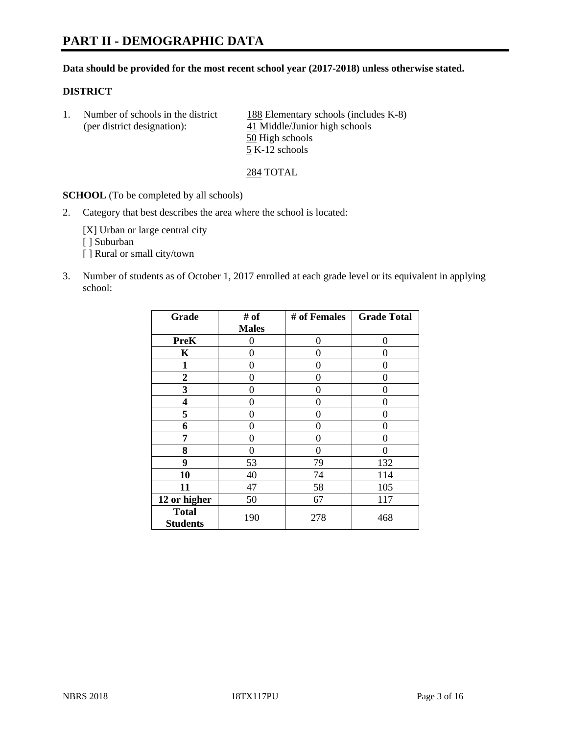# PART II - DEMOGRAPHIC DATA

**Data should be provided for the most recent school year (2017-2018) unless otherwise stated.**

**DISTRICT**

1. Number of schools in the district (per district designation):
   188 Elementary schools (includes K-8)
   41 Middle/Junior high schools
   50 High schools
   5 K-12 schools

   284 TOTAL

**SCHOOL** (To be completed by all schools)

2. Category that best describes the area where the school is located:

   [X] Urban or large central city
   [ ] Suburban
   [ ] Rural or small city/town

3. Number of students as of October 1, 2017 enrolled at each grade level or its equivalent in applying school:

| Grade | # of Males | # of Females | Grade Total |
|---|---|---|---|
| **PreK** | 0 | 0 | 0 |
| **K** | 0 | 0 | 0 |
| **1** | 0 | 0 | 0 |
| **2** | 0 | 0 | 0 |
| **3** | 0 | 0 | 0 |
| **4** | 0 | 0 | 0 |
| **5** | 0 | 0 | 0 |
| **6** | 0 | 0 | 0 |
| **7** | 0 | 0 | 0 |
| **8** | 0 | 0 | 0 |
| **9** | 53 | 79 | 132 |
| **10** | 40 | 74 | 114 |
| **11** | 47 | 58 | 105 |
| **12 or higher** | 50 | 67 | 117 |
| **Total Students** | 190 | 278 | 468 |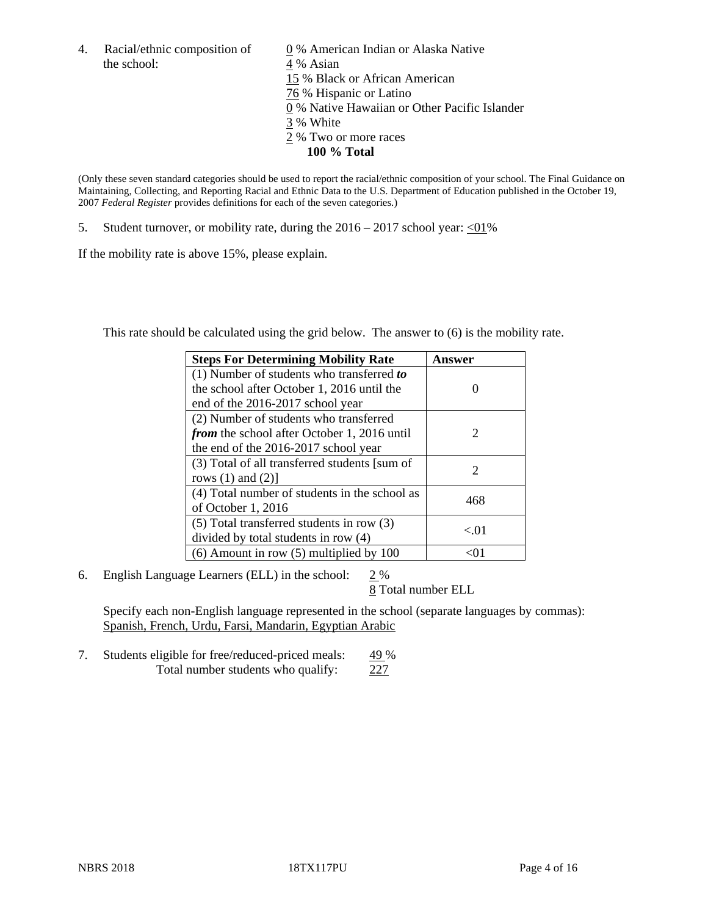4. Racial/ethnic composition of the school:

0 % American Indian or Alaska Native
4 % Asian
15 % Black or African American
76 % Hispanic or Latino
0 % Native Hawaiian or Other Pacific Islander
3 % White
2 % Two or more races
**100 % Total**

(Only these seven standard categories should be used to report the racial/ethnic composition of your school. The Final Guidance on Maintaining, Collecting, and Reporting Racial and Ethnic Data to the U.S. Department of Education published in the October 19, 2007 *Federal Register* provides definitions for each of the seven categories.)

5. Student turnover, or mobility rate, during the 2016 – 2017 school year: <01%

If the mobility rate is above 15%, please explain.

This rate should be calculated using the grid below. The answer to (6) is the mobility rate.

| **Steps For Determining Mobility Rate** | **Answer** |
| --- | --- |
| (1) Number of students who transferred ***to*** the school after October 1, 2016 until the end of the 2016-2017 school year | 0 |
| (2) Number of students who transferred ***from*** the school after October 1, 2016 until the end of the 2016-2017 school year | 2 |
| (3) Total of all transferred students [sum of rows (1) and (2)] | 2 |
| (4) Total number of students in the school as of October 1, 2016 | 468 |
| (5) Total transferred students in row (3) divided by total students in row (4) | <.01 |
| (6) Amount in row (5) multiplied by 100 | <01 |

6. English Language Learners (ELL) in the school: 2 %
8 Total number ELL

Specify each non-English language represented in the school (separate languages by commas):
Spanish, French, Urdu, Farsi, Mandarin, Egyptian Arabic

7. Students eligible for free/reduced-priced meals: 49 %
Total number students who qualify: 227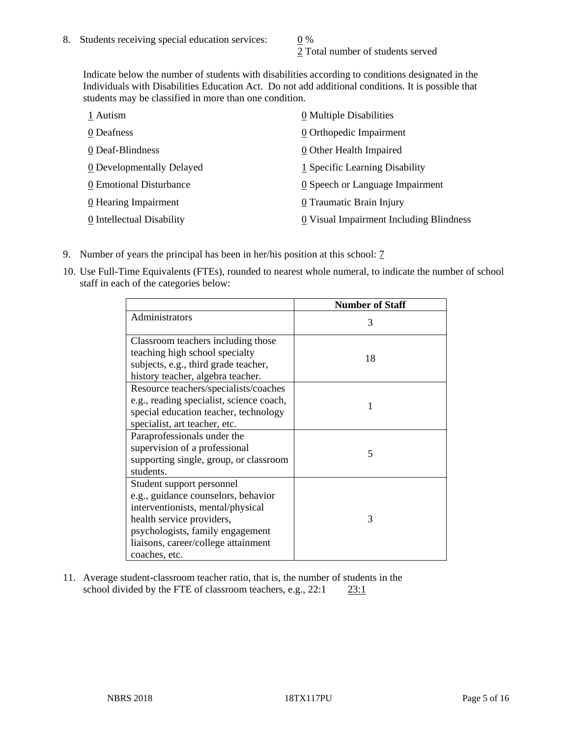8. Students receiving special education services: 0 %
   2 Total number of students served

   Indicate below the number of students with disabilities according to conditions designated in the Individuals with Disabilities Education Act. Do not add additional conditions. It is possible that students may be classified in more than one condition.

   1 Autism
   0 Deafness
   0 Deaf-Blindness
   0 Developmentally Delayed
   0 Emotional Disturbance
   0 Hearing Impairment
   0 Intellectual Disability
   0 Multiple Disabilities
   0 Orthopedic Impairment
   0 Other Health Impaired
   1 Specific Learning Disability
   0 Speech or Language Impairment
   0 Traumatic Brain Injury
   0 Visual Impairment Including Blindness

9. Number of years the principal has been in her/his position at this school: 7

10. Use Full-Time Equivalents (FTEs), rounded to nearest whole numeral, to indicate the number of school staff in each of the categories below:

| | Number of Staff |
|---|---|
| Administrators | 3 |
| Classroom teachers including those teaching high school specialty subjects, e.g., third grade teacher, history teacher, algebra teacher. | 18 |
| Resource teachers/specialists/coaches e.g., reading specialist, science coach, special education teacher, technology specialist, art teacher, etc. | 1 |
| Paraprofessionals under the supervision of a professional supporting single, group, or classroom students. | 5 |
| Student support personnel e.g., guidance counselors, behavior interventionists, mental/physical health service providers, psychologists, family engagement liaisons, career/college attainment coaches, etc. | 3 |

11. Average student-classroom teacher ratio, that is, the number of students in the school divided by the FTE of classroom teachers, e.g., 22:1 23:1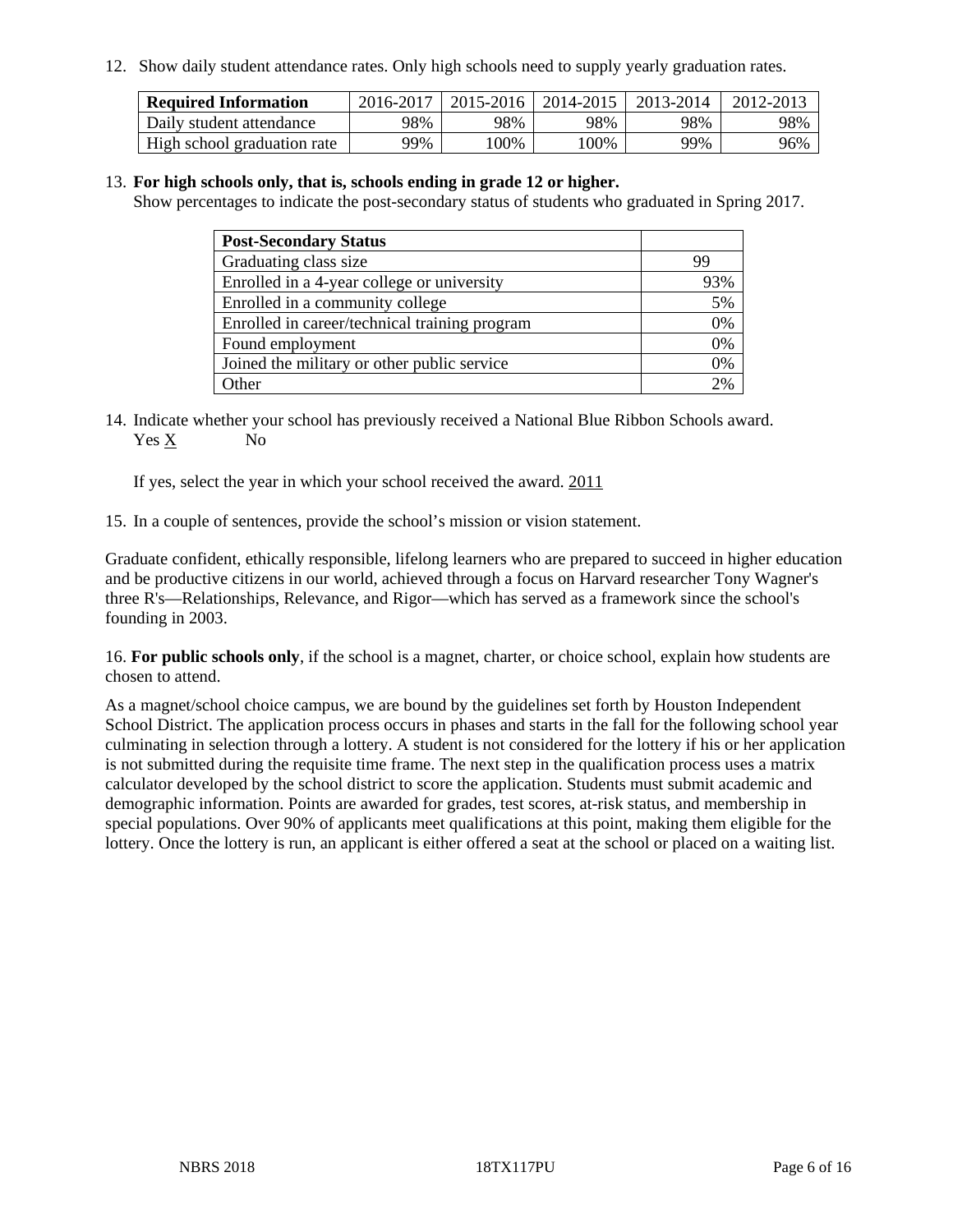12. Show daily student attendance rates. Only high schools need to supply yearly graduation rates.

| Required Information | 2016-2017 | 2015-2016 | 2014-2015 | 2013-2014 | 2012-2013 |
|---|---|---|---|---|---|
| Daily student attendance | 98% | 98% | 98% | 98% | 98% |
| High school graduation rate | 99% | 100% | 100% | 99% | 96% |

13. **For high schools only, that is, schools ending in grade 12 or higher.**
Show percentages to indicate the post-secondary status of students who graduated in Spring 2017.

| Post-Secondary Status | |
|---|---|
| Graduating class size | 99 |
| Enrolled in a 4-year college or university | 93% |
| Enrolled in a community college | 5% |
| Enrolled in career/technical training program | 0% |
| Found employment | 0% |
| Joined the military or other public service | 0% |
| Other | 2% |

14. Indicate whether your school has previously received a National Blue Ribbon Schools award.
Yes X No

If yes, select the year in which your school received the award. 2011

15. In a couple of sentences, provide the school's mission or vision statement.

Graduate confident, ethically responsible, lifelong learners who are prepared to succeed in higher education and be productive citizens in our world, achieved through a focus on Harvard researcher Tony Wagner's three R's—Relationships, Relevance, and Rigor—which has served as a framework since the school's founding in 2003.

16. **For public schools only**, if the school is a magnet, charter, or choice school, explain how students are chosen to attend.

As a magnet/school choice campus, we are bound by the guidelines set forth by Houston Independent School District. The application process occurs in phases and starts in the fall for the following school year culminating in selection through a lottery. A student is not considered for the lottery if his or her application is not submitted during the requisite time frame. The next step in the qualification process uses a matrix calculator developed by the school district to score the application. Students must submit academic and demographic information. Points are awarded for grades, test scores, at-risk status, and membership in special populations. Over 90% of applicants meet qualifications at this point, making them eligible for the lottery. Once the lottery is run, an applicant is either offered a seat at the school or placed on a waiting list.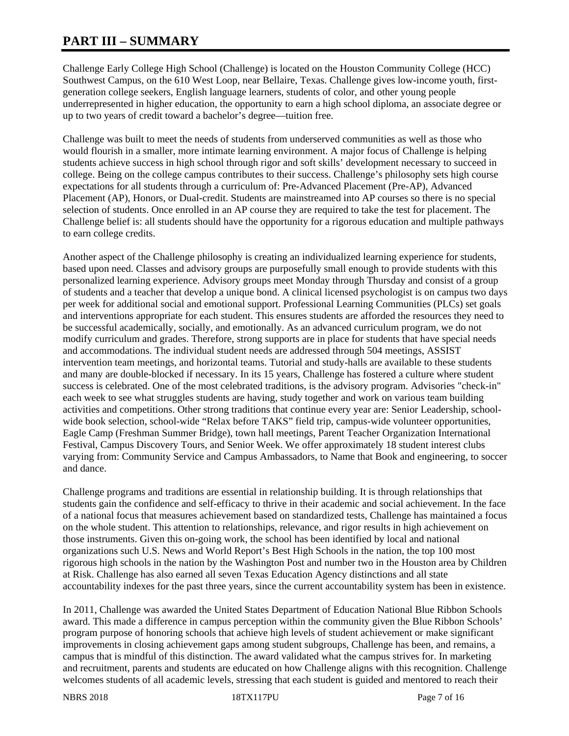# PART III – SUMMARY

Challenge Early College High School (Challenge) is located on the Houston Community College (HCC) Southwest Campus, on the 610 West Loop, near Bellaire, Texas. Challenge gives low-income youth, first-generation college seekers, English language learners, students of color, and other young people underrepresented in higher education, the opportunity to earn a high school diploma, an associate degree or up to two years of credit toward a bachelor's degree—tuition free.

Challenge was built to meet the needs of students from underserved communities as well as those who would flourish in a smaller, more intimate learning environment. A major focus of Challenge is helping students achieve success in high school through rigor and soft skills' development necessary to succeed in college. Being on the college campus contributes to their success. Challenge's philosophy sets high course expectations for all students through a curriculum of: Pre-Advanced Placement (Pre-AP), Advanced Placement (AP), Honors, or Dual-credit. Students are mainstreamed into AP courses so there is no special selection of students. Once enrolled in an AP course they are required to take the test for placement. The Challenge belief is: all students should have the opportunity for a rigorous education and multiple pathways to earn college credits.

Another aspect of the Challenge philosophy is creating an individualized learning experience for students, based upon need. Classes and advisory groups are purposefully small enough to provide students with this personalized learning experience. Advisory groups meet Monday through Thursday and consist of a group of students and a teacher that develop a unique bond. A clinical licensed psychologist is on campus two days per week for additional social and emotional support. Professional Learning Communities (PLCs) set goals and interventions appropriate for each student. This ensures students are afforded the resources they need to be successful academically, socially, and emotionally. As an advanced curriculum program, we do not modify curriculum and grades. Therefore, strong supports are in place for students that have special needs and accommodations. The individual student needs are addressed through 504 meetings, ASSIST intervention team meetings, and horizontal teams. Tutorial and study-halls are available to these students and many are double-blocked if necessary. In its 15 years, Challenge has fostered a culture where student success is celebrated. One of the most celebrated traditions, is the advisory program. Advisories "check-in" each week to see what struggles students are having, study together and work on various team building activities and competitions. Other strong traditions that continue every year are: Senior Leadership, school-wide book selection, school-wide "Relax before TAKS" field trip, campus-wide volunteer opportunities, Eagle Camp (Freshman Summer Bridge), town hall meetings, Parent Teacher Organization International Festival, Campus Discovery Tours, and Senior Week. We offer approximately 18 student interest clubs varying from: Community Service and Campus Ambassadors, to Name that Book and engineering, to soccer and dance.

Challenge programs and traditions are essential in relationship building. It is through relationships that students gain the confidence and self-efficacy to thrive in their academic and social achievement. In the face of a national focus that measures achievement based on standardized tests, Challenge has maintained a focus on the whole student. This attention to relationships, relevance, and rigor results in high achievement on those instruments. Given this on-going work, the school has been identified by local and national organizations such U.S. News and World Report's Best High Schools in the nation, the top 100 most rigorous high schools in the nation by the Washington Post and number two in the Houston area by Children at Risk. Challenge has also earned all seven Texas Education Agency distinctions and all state accountability indexes for the past three years, since the current accountability system has been in existence.

In 2011, Challenge was awarded the United States Department of Education National Blue Ribbon Schools award. This made a difference in campus perception within the community given the Blue Ribbon Schools' program purpose of honoring schools that achieve high levels of student achievement or make significant improvements in closing achievement gaps among student subgroups, Challenge has been, and remains, a campus that is mindful of this distinction. The award validated what the campus strives for. In marketing and recruitment, parents and students are educated on how Challenge aligns with this recognition. Challenge welcomes students of all academic levels, stressing that each student is guided and mentored to reach their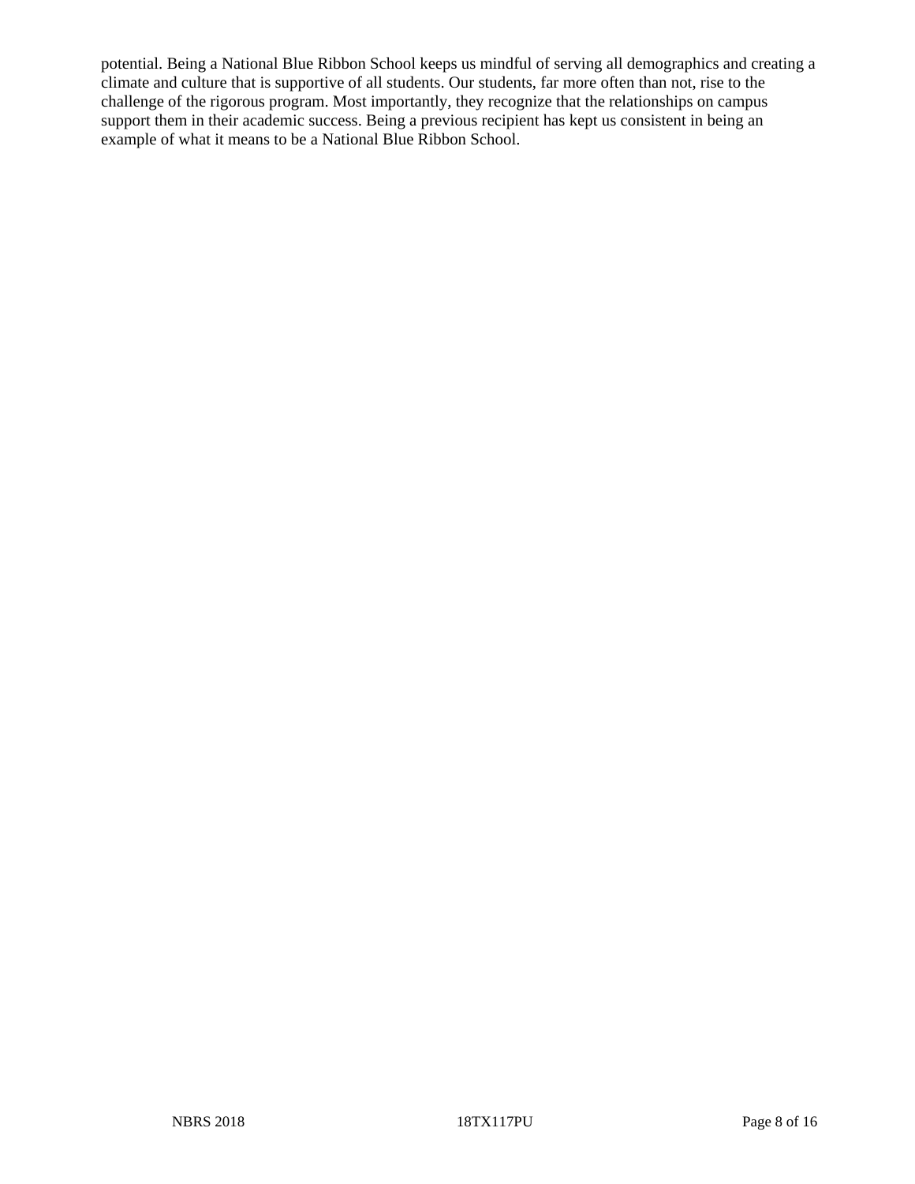potential. Being a National Blue Ribbon School keeps us mindful of serving all demographics and creating a climate and culture that is supportive of all students. Our students, far more often than not, rise to the challenge of the rigorous program. Most importantly, they recognize that the relationships on campus support them in their academic success. Being a previous recipient has kept us consistent in being an example of what it means to be a National Blue Ribbon School.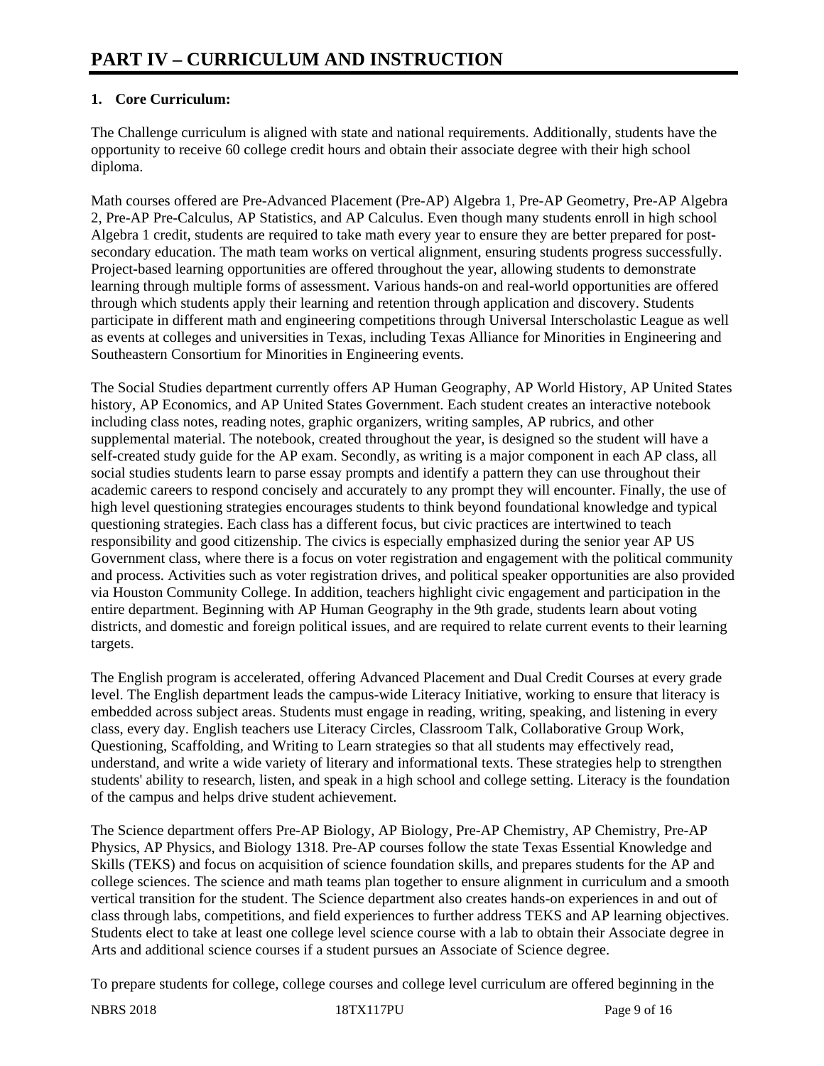# PART IV – CURRICULUM AND INSTRUCTION

**1. Core Curriculum:**

The Challenge curriculum is aligned with state and national requirements. Additionally, students have the opportunity to receive 60 college credit hours and obtain their associate degree with their high school diploma.

Math courses offered are Pre-Advanced Placement (Pre-AP) Algebra 1, Pre-AP Geometry, Pre-AP Algebra 2, Pre-AP Pre-Calculus, AP Statistics, and AP Calculus. Even though many students enroll in high school Algebra 1 credit, students are required to take math every year to ensure they are better prepared for post-secondary education. The math team works on vertical alignment, ensuring students progress successfully. Project-based learning opportunities are offered throughout the year, allowing students to demonstrate learning through multiple forms of assessment. Various hands-on and real-world opportunities are offered through which students apply their learning and retention through application and discovery. Students participate in different math and engineering competitions through Universal Interscholastic League as well as events at colleges and universities in Texas, including Texas Alliance for Minorities in Engineering and Southeastern Consortium for Minorities in Engineering events.

The Social Studies department currently offers AP Human Geography, AP World History, AP United States history, AP Economics, and AP United States Government. Each student creates an interactive notebook including class notes, reading notes, graphic organizers, writing samples, AP rubrics, and other supplemental material. The notebook, created throughout the year, is designed so the student will have a self-created study guide for the AP exam. Secondly, as writing is a major component in each AP class, all social studies students learn to parse essay prompts and identify a pattern they can use throughout their academic careers to respond concisely and accurately to any prompt they will encounter. Finally, the use of high level questioning strategies encourages students to think beyond foundational knowledge and typical questioning strategies. Each class has a different focus, but civic practices are intertwined to teach responsibility and good citizenship. The civics is especially emphasized during the senior year AP US Government class, where there is a focus on voter registration and engagement with the political community and process. Activities such as voter registration drives, and political speaker opportunities are also provided via Houston Community College. In addition, teachers highlight civic engagement and participation in the entire department. Beginning with AP Human Geography in the 9th grade, students learn about voting districts, and domestic and foreign political issues, and are required to relate current events to their learning targets.

The English program is accelerated, offering Advanced Placement and Dual Credit Courses at every grade level. The English department leads the campus-wide Literacy Initiative, working to ensure that literacy is embedded across subject areas. Students must engage in reading, writing, speaking, and listening in every class, every day. English teachers use Literacy Circles, Classroom Talk, Collaborative Group Work, Questioning, Scaffolding, and Writing to Learn strategies so that all students may effectively read, understand, and write a wide variety of literary and informational texts. These strategies help to strengthen students' ability to research, listen, and speak in a high school and college setting. Literacy is the foundation of the campus and helps drive student achievement.

The Science department offers Pre-AP Biology, AP Biology, Pre-AP Chemistry, AP Chemistry, Pre-AP Physics, AP Physics, and Biology 1318. Pre-AP courses follow the state Texas Essential Knowledge and Skills (TEKS) and focus on acquisition of science foundation skills, and prepares students for the AP and college sciences. The science and math teams plan together to ensure alignment in curriculum and a smooth vertical transition for the student. The Science department also creates hands-on experiences in and out of class through labs, competitions, and field experiences to further address TEKS and AP learning objectives. Students elect to take at least one college level science course with a lab to obtain their Associate degree in Arts and additional science courses if a student pursues an Associate of Science degree.

To prepare students for college, college courses and college level curriculum are offered beginning in the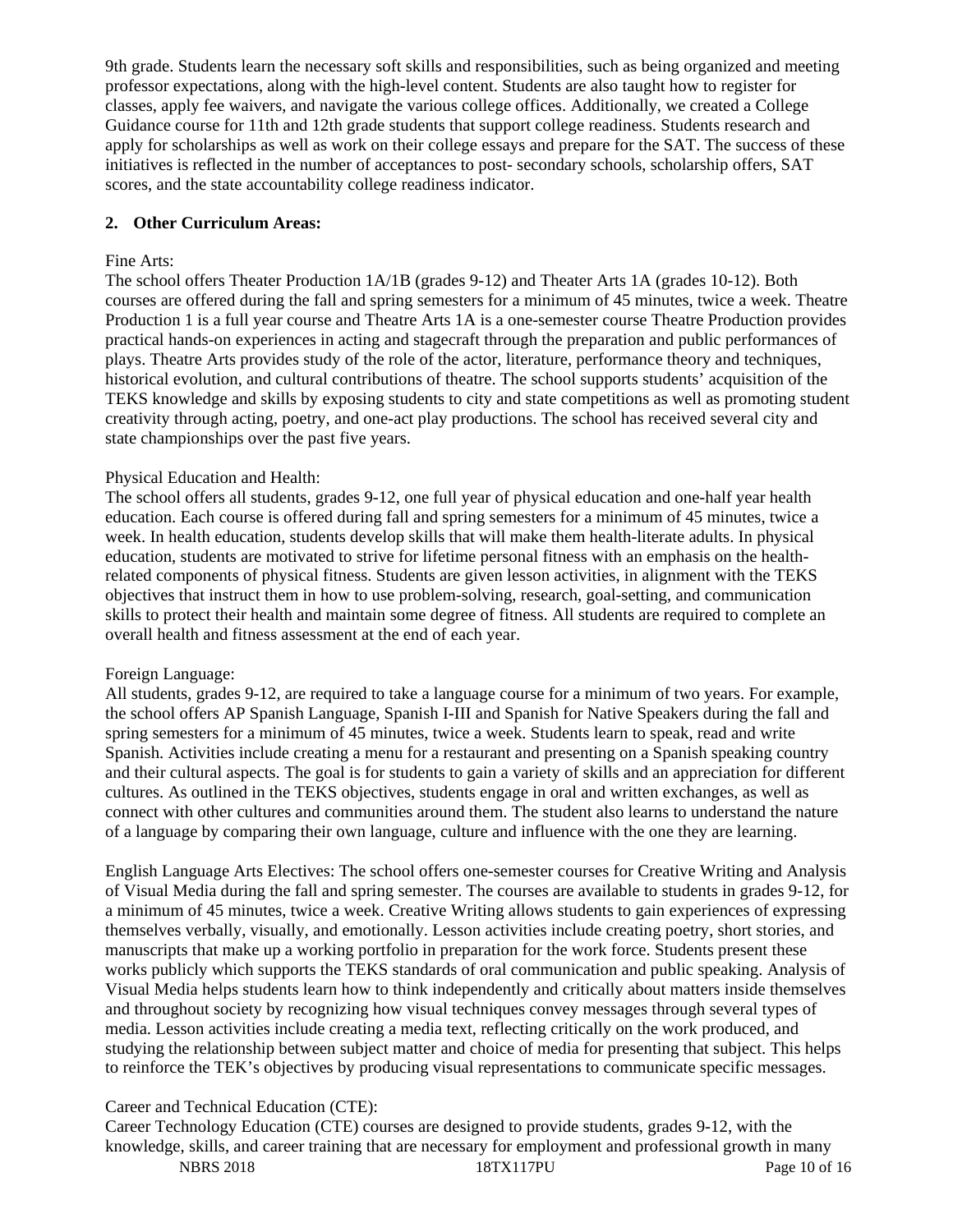9th grade. Students learn the necessary soft skills and responsibilities, such as being organized and meeting professor expectations, along with the high-level content. Students are also taught how to register for classes, apply fee waivers, and navigate the various college offices. Additionally, we created a College Guidance course for 11th and 12th grade students that support college readiness. Students research and apply for scholarships as well as work on their college essays and prepare for the SAT. The success of these initiatives is reflected in the number of acceptances to post- secondary schools, scholarship offers, SAT scores, and the state accountability college readiness indicator.

**2. Other Curriculum Areas:**

Fine Arts:
The school offers Theater Production 1A/1B (grades 9-12) and Theater Arts 1A (grades 10-12). Both courses are offered during the fall and spring semesters for a minimum of 45 minutes, twice a week. Theatre Production 1 is a full year course and Theatre Arts 1A is a one-semester course Theatre Production provides practical hands-on experiences in acting and stagecraft through the preparation and public performances of plays. Theatre Arts provides study of the role of the actor, literature, performance theory and techniques, historical evolution, and cultural contributions of theatre. The school supports students' acquisition of the TEKS knowledge and skills by exposing students to city and state competitions as well as promoting student creativity through acting, poetry, and one-act play productions. The school has received several city and state championships over the past five years.

Physical Education and Health:
The school offers all students, grades 9-12, one full year of physical education and one-half year health education. Each course is offered during fall and spring semesters for a minimum of 45 minutes, twice a week. In health education, students develop skills that will make them health-literate adults. In physical education, students are motivated to strive for lifetime personal fitness with an emphasis on the health-related components of physical fitness. Students are given lesson activities, in alignment with the TEKS objectives that instruct them in how to use problem-solving, research, goal-setting, and communication skills to protect their health and maintain some degree of fitness. All students are required to complete an overall health and fitness assessment at the end of each year.

Foreign Language:
All students, grades 9-12, are required to take a language course for a minimum of two years. For example, the school offers AP Spanish Language, Spanish I-III and Spanish for Native Speakers during the fall and spring semesters for a minimum of 45 minutes, twice a week. Students learn to speak, read and write Spanish. Activities include creating a menu for a restaurant and presenting on a Spanish speaking country and their cultural aspects. The goal is for students to gain a variety of skills and an appreciation for different cultures. As outlined in the TEKS objectives, students engage in oral and written exchanges, as well as connect with other cultures and communities around them. The student also learns to understand the nature of a language by comparing their own language, culture and influence with the one they are learning.

English Language Arts Electives: The school offers one-semester courses for Creative Writing and Analysis of Visual Media during the fall and spring semester. The courses are available to students in grades 9-12, for a minimum of 45 minutes, twice a week. Creative Writing allows students to gain experiences of expressing themselves verbally, visually, and emotionally. Lesson activities include creating poetry, short stories, and manuscripts that make up a working portfolio in preparation for the work force. Students present these works publicly which supports the TEKS standards of oral communication and public speaking. Analysis of Visual Media helps students learn how to think independently and critically about matters inside themselves and throughout society by recognizing how visual techniques convey messages through several types of media. Lesson activities include creating a media text, reflecting critically on the work produced, and studying the relationship between subject matter and choice of media for presenting that subject. This helps to reinforce the TEK's objectives by producing visual representations to communicate specific messages.

Career and Technical Education (CTE):
Career Technology Education (CTE) courses are designed to provide students, grades 9-12, with the knowledge, skills, and career training that are necessary for employment and professional growth in many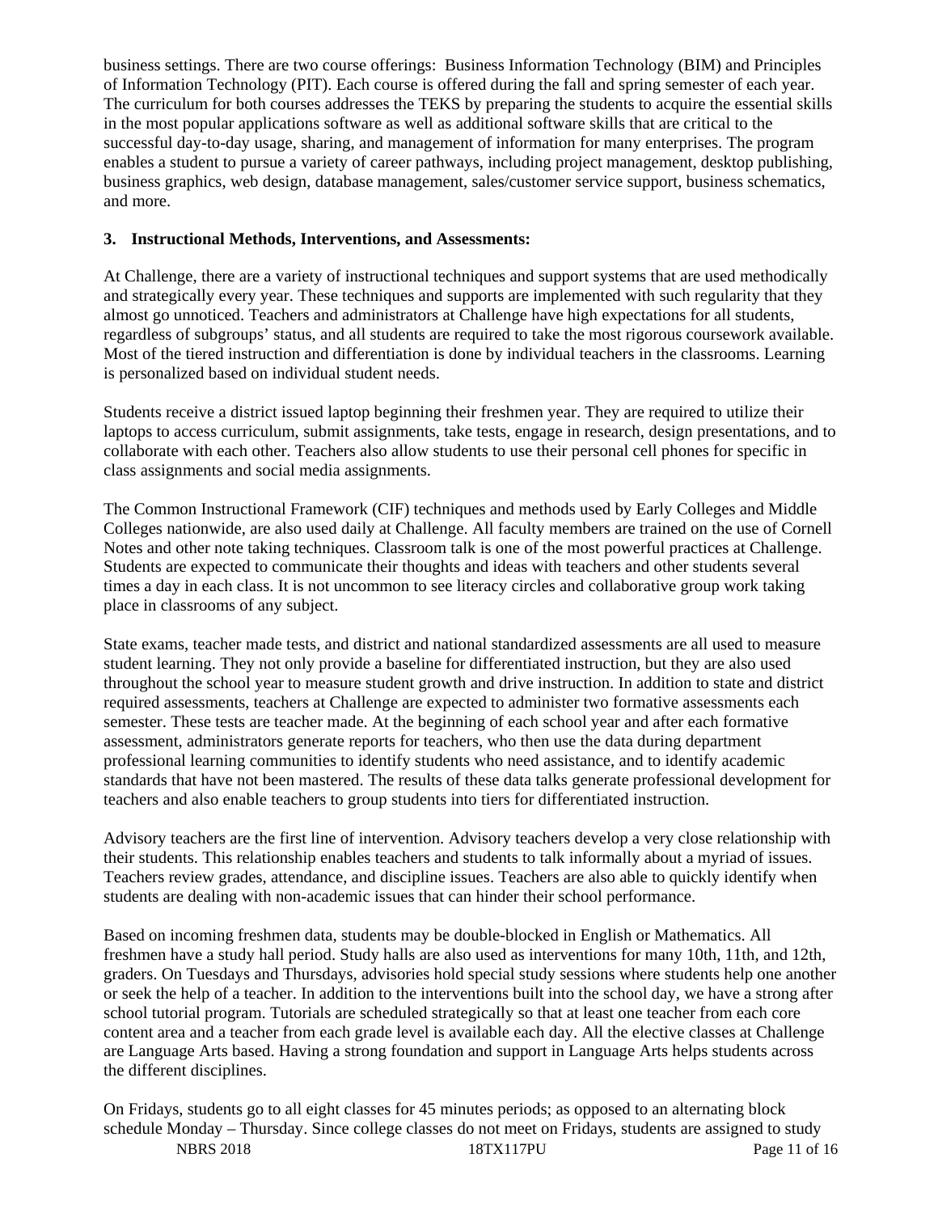business settings. There are two course offerings: Business Information Technology (BIM) and Principles of Information Technology (PIT). Each course is offered during the fall and spring semester of each year. The curriculum for both courses addresses the TEKS by preparing the students to acquire the essential skills in the most popular applications software as well as additional software skills that are critical to the successful day-to-day usage, sharing, and management of information for many enterprises. The program enables a student to pursue a variety of career pathways, including project management, desktop publishing, business graphics, web design, database management, sales/customer service support, business schematics, and more.

**3. Instructional Methods, Interventions, and Assessments:**

At Challenge, there are a variety of instructional techniques and support systems that are used methodically and strategically every year. These techniques and supports are implemented with such regularity that they almost go unnoticed. Teachers and administrators at Challenge have high expectations for all students, regardless of subgroups' status, and all students are required to take the most rigorous coursework available. Most of the tiered instruction and differentiation is done by individual teachers in the classrooms. Learning is personalized based on individual student needs.

Students receive a district issued laptop beginning their freshmen year. They are required to utilize their laptops to access curriculum, submit assignments, take tests, engage in research, design presentations, and to collaborate with each other. Teachers also allow students to use their personal cell phones for specific in class assignments and social media assignments.

The Common Instructional Framework (CIF) techniques and methods used by Early Colleges and Middle Colleges nationwide, are also used daily at Challenge. All faculty members are trained on the use of Cornell Notes and other note taking techniques. Classroom talk is one of the most powerful practices at Challenge. Students are expected to communicate their thoughts and ideas with teachers and other students several times a day in each class. It is not uncommon to see literacy circles and collaborative group work taking place in classrooms of any subject.

State exams, teacher made tests, and district and national standardized assessments are all used to measure student learning. They not only provide a baseline for differentiated instruction, but they are also used throughout the school year to measure student growth and drive instruction. In addition to state and district required assessments, teachers at Challenge are expected to administer two formative assessments each semester. These tests are teacher made. At the beginning of each school year and after each formative assessment, administrators generate reports for teachers, who then use the data during department professional learning communities to identify students who need assistance, and to identify academic standards that have not been mastered. The results of these data talks generate professional development for teachers and also enable teachers to group students into tiers for differentiated instruction.

Advisory teachers are the first line of intervention. Advisory teachers develop a very close relationship with their students. This relationship enables teachers and students to talk informally about a myriad of issues. Teachers review grades, attendance, and discipline issues. Teachers are also able to quickly identify when students are dealing with non-academic issues that can hinder their school performance.

Based on incoming freshmen data, students may be double-blocked in English or Mathematics. All freshmen have a study hall period. Study halls are also used as interventions for many 10th, 11th, and 12th, graders. On Tuesdays and Thursdays, advisories hold special study sessions where students help one another or seek the help of a teacher. In addition to the interventions built into the school day, we have a strong after school tutorial program. Tutorials are scheduled strategically so that at least one teacher from each core content area and a teacher from each grade level is available each day. All the elective classes at Challenge are Language Arts based. Having a strong foundation and support in Language Arts helps students across the different disciplines.

On Fridays, students go to all eight classes for 45 minutes periods; as opposed to an alternating block schedule Monday – Thursday. Since college classes do not meet on Fridays, students are assigned to study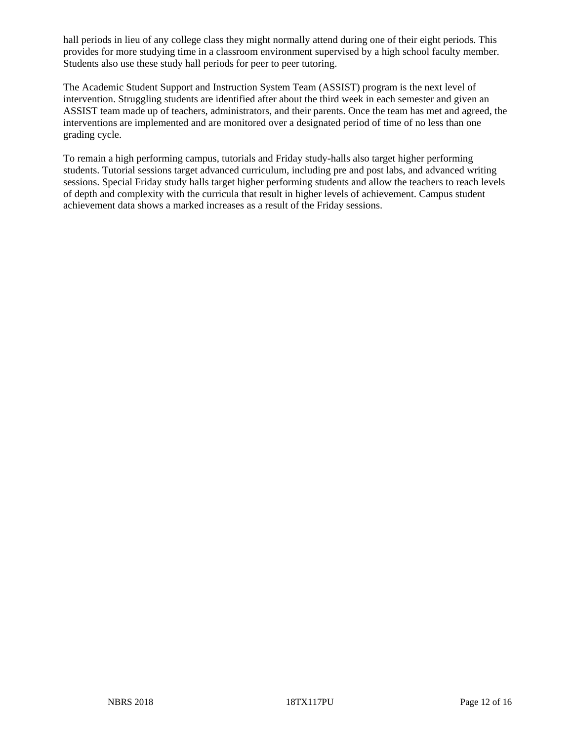hall periods in lieu of any college class they might normally attend during one of their eight periods. This provides for more studying time in a classroom environment supervised by a high school faculty member. Students also use these study hall periods for peer to peer tutoring.

The Academic Student Support and Instruction System Team (ASSIST) program is the next level of intervention. Struggling students are identified after about the third week in each semester and given an ASSIST team made up of teachers, administrators, and their parents. Once the team has met and agreed, the interventions are implemented and are monitored over a designated period of time of no less than one grading cycle.

To remain a high performing campus, tutorials and Friday study-halls also target higher performing students. Tutorial sessions target advanced curriculum, including pre and post labs, and advanced writing sessions. Special Friday study halls target higher performing students and allow the teachers to reach levels of depth and complexity with the curricula that result in higher levels of achievement. Campus student achievement data shows a marked increases as a result of the Friday sessions.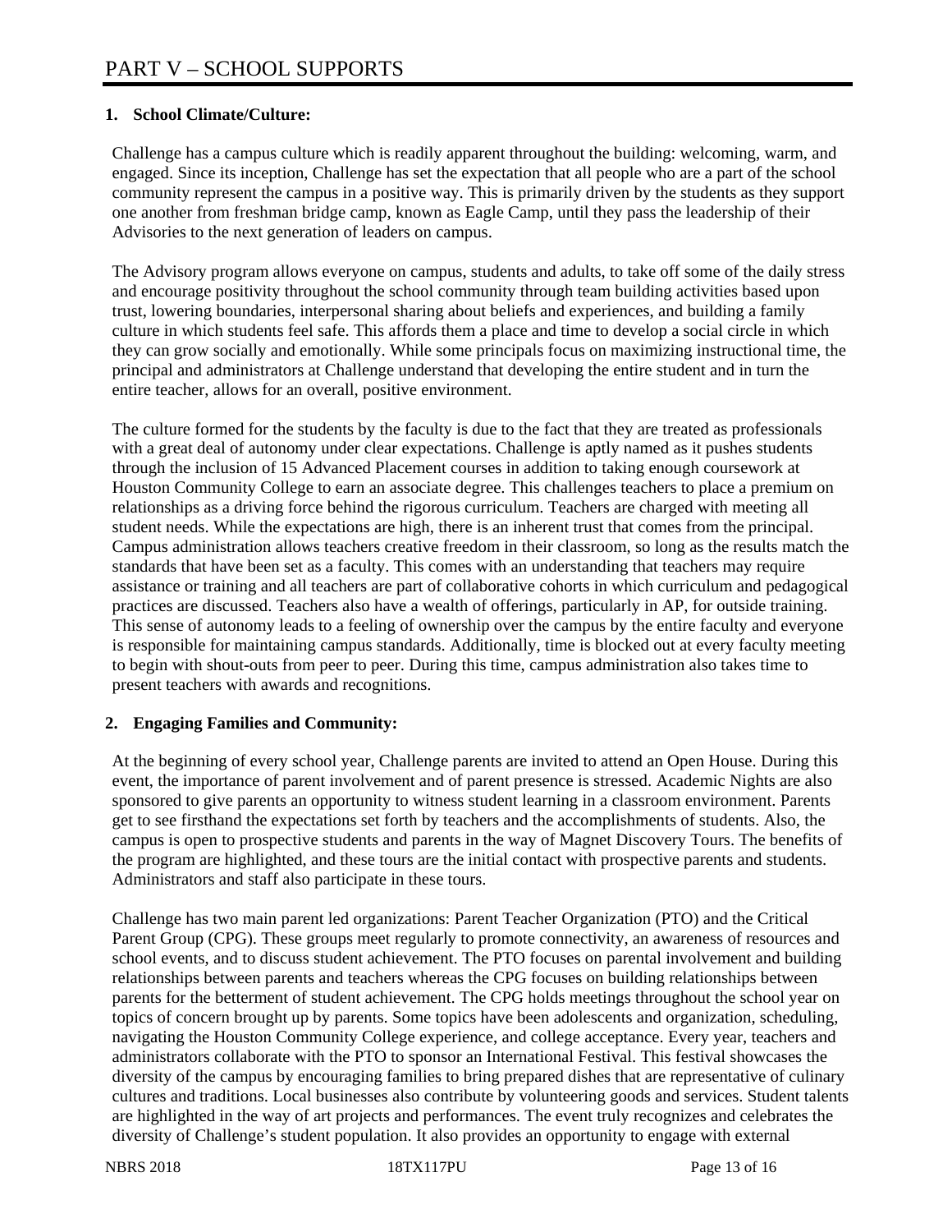# PART V – SCHOOL SUPPORTS

**1. School Climate/Culture:**

Challenge has a campus culture which is readily apparent throughout the building: welcoming, warm, and engaged. Since its inception, Challenge has set the expectation that all people who are a part of the school community represent the campus in a positive way. This is primarily driven by the students as they support one another from freshman bridge camp, known as Eagle Camp, until they pass the leadership of their Advisories to the next generation of leaders on campus.

The Advisory program allows everyone on campus, students and adults, to take off some of the daily stress and encourage positivity throughout the school community through team building activities based upon trust, lowering boundaries, interpersonal sharing about beliefs and experiences, and building a family culture in which students feel safe. This affords them a place and time to develop a social circle in which they can grow socially and emotionally. While some principals focus on maximizing instructional time, the principal and administrators at Challenge understand that developing the entire student and in turn the entire teacher, allows for an overall, positive environment.

The culture formed for the students by the faculty is due to the fact that they are treated as professionals with a great deal of autonomy under clear expectations. Challenge is aptly named as it pushes students through the inclusion of 15 Advanced Placement courses in addition to taking enough coursework at Houston Community College to earn an associate degree. This challenges teachers to place a premium on relationships as a driving force behind the rigorous curriculum. Teachers are charged with meeting all student needs. While the expectations are high, there is an inherent trust that comes from the principal. Campus administration allows teachers creative freedom in their classroom, so long as the results match the standards that have been set as a faculty. This comes with an understanding that teachers may require assistance or training and all teachers are part of collaborative cohorts in which curriculum and pedagogical practices are discussed. Teachers also have a wealth of offerings, particularly in AP, for outside training. This sense of autonomy leads to a feeling of ownership over the campus by the entire faculty and everyone is responsible for maintaining campus standards. Additionally, time is blocked out at every faculty meeting to begin with shout-outs from peer to peer. During this time, campus administration also takes time to present teachers with awards and recognitions.

**2. Engaging Families and Community:**

At the beginning of every school year, Challenge parents are invited to attend an Open House. During this event, the importance of parent involvement and of parent presence is stressed. Academic Nights are also sponsored to give parents an opportunity to witness student learning in a classroom environment. Parents get to see firsthand the expectations set forth by teachers and the accomplishments of students. Also, the campus is open to prospective students and parents in the way of Magnet Discovery Tours. The benefits of the program are highlighted, and these tours are the initial contact with prospective parents and students. Administrators and staff also participate in these tours.

Challenge has two main parent led organizations: Parent Teacher Organization (PTO) and the Critical Parent Group (CPG). These groups meet regularly to promote connectivity, an awareness of resources and school events, and to discuss student achievement. The PTO focuses on parental involvement and building relationships between parents and teachers whereas the CPG focuses on building relationships between parents for the betterment of student achievement. The CPG holds meetings throughout the school year on topics of concern brought up by parents. Some topics have been adolescents and organization, scheduling, navigating the Houston Community College experience, and college acceptance. Every year, teachers and administrators collaborate with the PTO to sponsor an International Festival. This festival showcases the diversity of the campus by encouraging families to bring prepared dishes that are representative of culinary cultures and traditions. Local businesses also contribute by volunteering goods and services. Student talents are highlighted in the way of art projects and performances. The event truly recognizes and celebrates the diversity of Challenge's student population. It also provides an opportunity to engage with external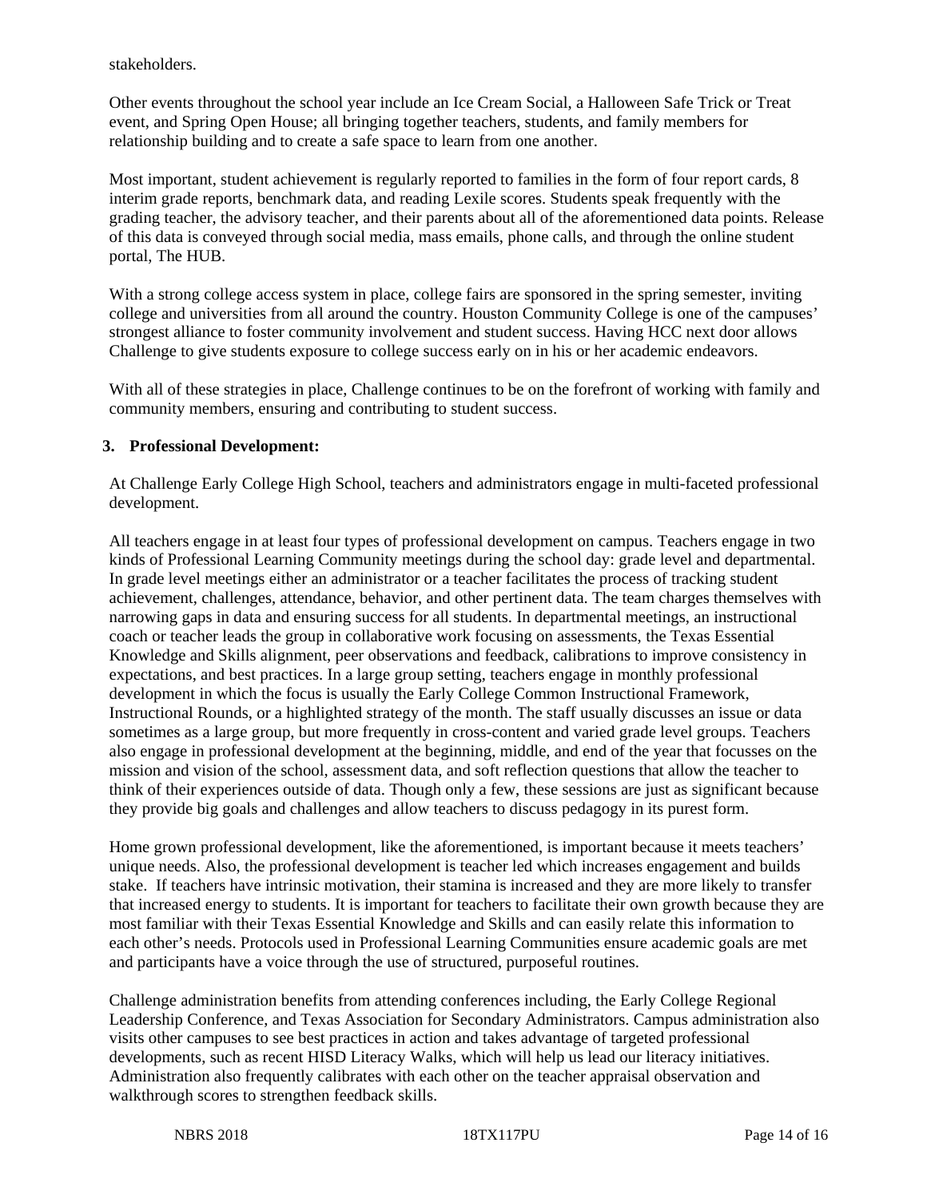stakeholders.

Other events throughout the school year include an Ice Cream Social, a Halloween Safe Trick or Treat event, and Spring Open House; all bringing together teachers, students, and family members for relationship building and to create a safe space to learn from one another.

Most important, student achievement is regularly reported to families in the form of four report cards, 8 interim grade reports, benchmark data, and reading Lexile scores. Students speak frequently with the grading teacher, the advisory teacher, and their parents about all of the aforementioned data points. Release of this data is conveyed through social media, mass emails, phone calls, and through the online student portal, The HUB.

With a strong college access system in place, college fairs are sponsored in the spring semester, inviting college and universities from all around the country. Houston Community College is one of the campuses' strongest alliance to foster community involvement and student success. Having HCC next door allows Challenge to give students exposure to college success early on in his or her academic endeavors.

With all of these strategies in place, Challenge continues to be on the forefront of working with family and community members, ensuring and contributing to student success.

**3. Professional Development:**

At Challenge Early College High School, teachers and administrators engage in multi-faceted professional development.

All teachers engage in at least four types of professional development on campus. Teachers engage in two kinds of Professional Learning Community meetings during the school day: grade level and departmental. In grade level meetings either an administrator or a teacher facilitates the process of tracking student achievement, challenges, attendance, behavior, and other pertinent data. The team charges themselves with narrowing gaps in data and ensuring success for all students. In departmental meetings, an instructional coach or teacher leads the group in collaborative work focusing on assessments, the Texas Essential Knowledge and Skills alignment, peer observations and feedback, calibrations to improve consistency in expectations, and best practices. In a large group setting, teachers engage in monthly professional development in which the focus is usually the Early College Common Instructional Framework, Instructional Rounds, or a highlighted strategy of the month. The staff usually discusses an issue or data sometimes as a large group, but more frequently in cross-content and varied grade level groups. Teachers also engage in professional development at the beginning, middle, and end of the year that focusses on the mission and vision of the school, assessment data, and soft reflection questions that allow the teacher to think of their experiences outside of data. Though only a few, these sessions are just as significant because they provide big goals and challenges and allow teachers to discuss pedagogy in its purest form.

Home grown professional development, like the aforementioned, is important because it meets teachers' unique needs. Also, the professional development is teacher led which increases engagement and builds stake. If teachers have intrinsic motivation, their stamina is increased and they are more likely to transfer that increased energy to students. It is important for teachers to facilitate their own growth because they are most familiar with their Texas Essential Knowledge and Skills and can easily relate this information to each other's needs. Protocols used in Professional Learning Communities ensure academic goals are met and participants have a voice through the use of structured, purposeful routines.

Challenge administration benefits from attending conferences including, the Early College Regional Leadership Conference, and Texas Association for Secondary Administrators. Campus administration also visits other campuses to see best practices in action and takes advantage of targeted professional developments, such as recent HISD Literacy Walks, which will help us lead our literacy initiatives. Administration also frequently calibrates with each other on the teacher appraisal observation and walkthrough scores to strengthen feedback skills.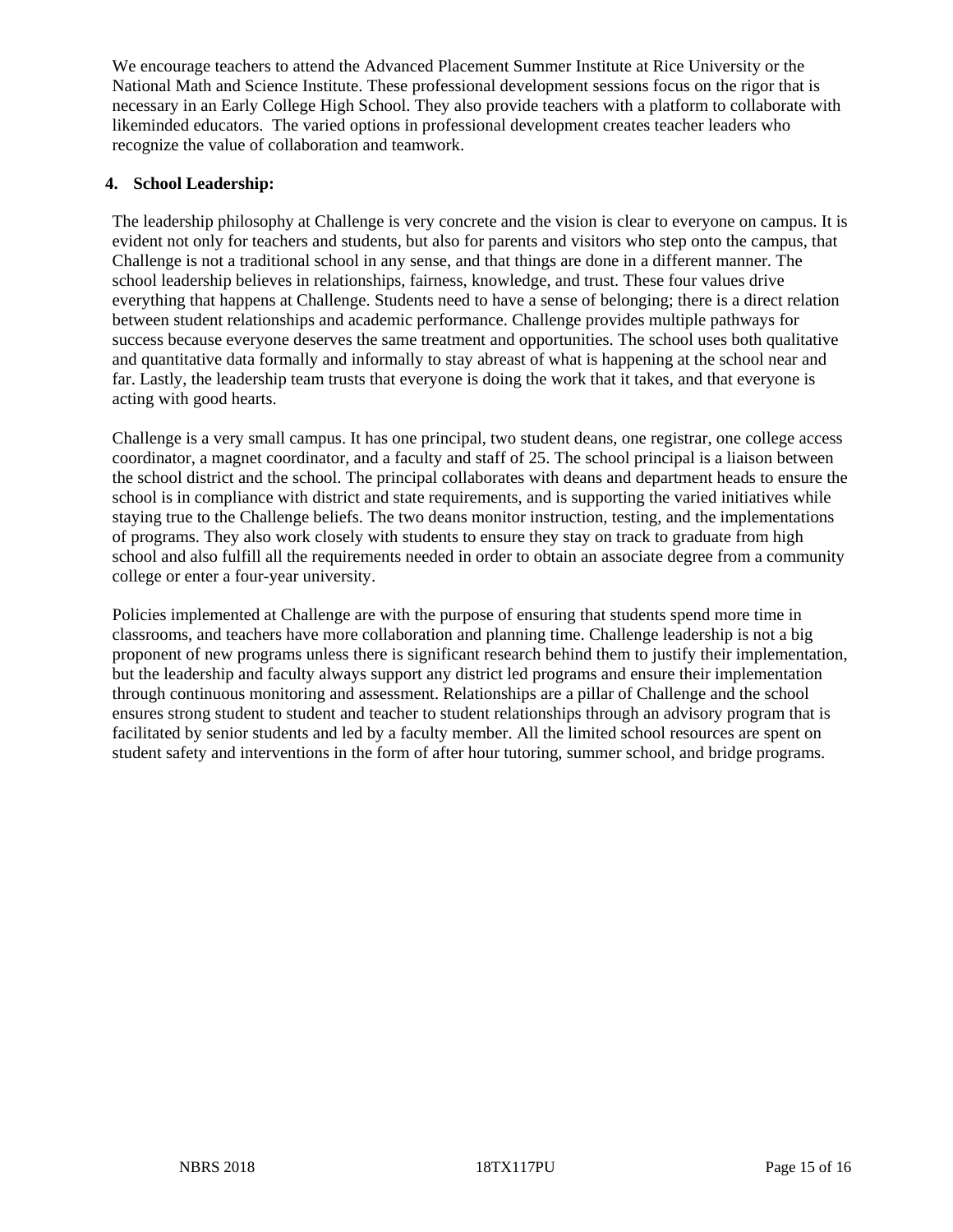We encourage teachers to attend the Advanced Placement Summer Institute at Rice University or the National Math and Science Institute. These professional development sessions focus on the rigor that is necessary in an Early College High School. They also provide teachers with a platform to collaborate with likeminded educators. The varied options in professional development creates teacher leaders who recognize the value of collaboration and teamwork.

**4. School Leadership:**

The leadership philosophy at Challenge is very concrete and the vision is clear to everyone on campus. It is evident not only for teachers and students, but also for parents and visitors who step onto the campus, that Challenge is not a traditional school in any sense, and that things are done in a different manner. The school leadership believes in relationships, fairness, knowledge, and trust. These four values drive everything that happens at Challenge. Students need to have a sense of belonging; there is a direct relation between student relationships and academic performance. Challenge provides multiple pathways for success because everyone deserves the same treatment and opportunities. The school uses both qualitative and quantitative data formally and informally to stay abreast of what is happening at the school near and far. Lastly, the leadership team trusts that everyone is doing the work that it takes, and that everyone is acting with good hearts.

Challenge is a very small campus. It has one principal, two student deans, one registrar, one college access coordinator, a magnet coordinator, and a faculty and staff of 25. The school principal is a liaison between the school district and the school. The principal collaborates with deans and department heads to ensure the school is in compliance with district and state requirements, and is supporting the varied initiatives while staying true to the Challenge beliefs. The two deans monitor instruction, testing, and the implementations of programs. They also work closely with students to ensure they stay on track to graduate from high school and also fulfill all the requirements needed in order to obtain an associate degree from a community college or enter a four-year university.

Policies implemented at Challenge are with the purpose of ensuring that students spend more time in classrooms, and teachers have more collaboration and planning time. Challenge leadership is not a big proponent of new programs unless there is significant research behind them to justify their implementation, but the leadership and faculty always support any district led programs and ensure their implementation through continuous monitoring and assessment. Relationships are a pillar of Challenge and the school ensures strong student to student and teacher to student relationships through an advisory program that is facilitated by senior students and led by a faculty member. All the limited school resources are spent on student safety and interventions in the form of after hour tutoring, summer school, and bridge programs.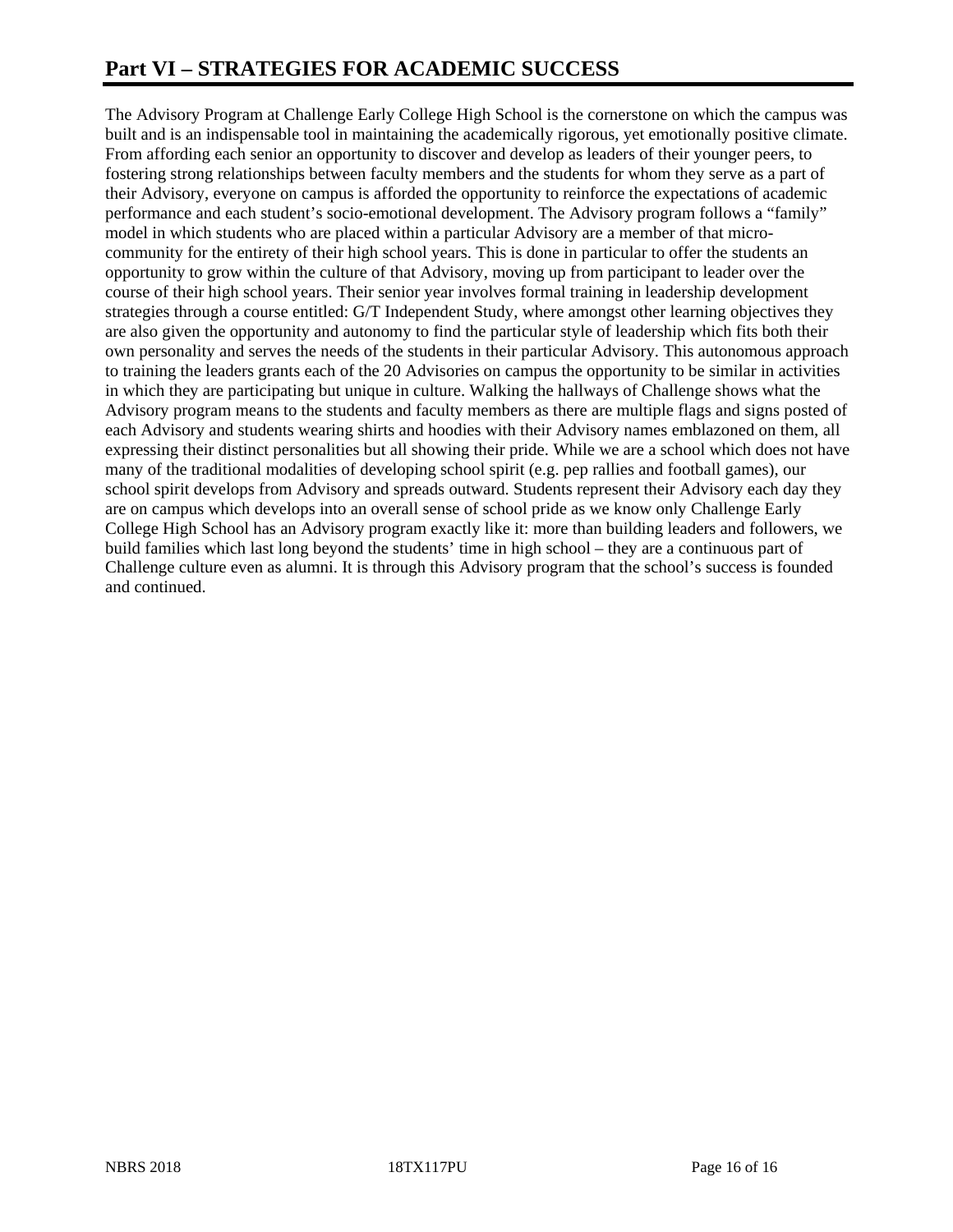# Part VI – STRATEGIES FOR ACADEMIC SUCCESS

The Advisory Program at Challenge Early College High School is the cornerstone on which the campus was built and is an indispensable tool in maintaining the academically rigorous, yet emotionally positive climate. From affording each senior an opportunity to discover and develop as leaders of their younger peers, to fostering strong relationships between faculty members and the students for whom they serve as a part of their Advisory, everyone on campus is afforded the opportunity to reinforce the expectations of academic performance and each student's socio-emotional development. The Advisory program follows a "family" model in which students who are placed within a particular Advisory are a member of that micro-community for the entirety of their high school years. This is done in particular to offer the students an opportunity to grow within the culture of that Advisory, moving up from participant to leader over the course of their high school years. Their senior year involves formal training in leadership development strategies through a course entitled: G/T Independent Study, where amongst other learning objectives they are also given the opportunity and autonomy to find the particular style of leadership which fits both their own personality and serves the needs of the students in their particular Advisory. This autonomous approach to training the leaders grants each of the 20 Advisories on campus the opportunity to be similar in activities in which they are participating but unique in culture. Walking the hallways of Challenge shows what the Advisory program means to the students and faculty members as there are multiple flags and signs posted of each Advisory and students wearing shirts and hoodies with their Advisory names emblazoned on them, all expressing their distinct personalities but all showing their pride. While we are a school which does not have many of the traditional modalities of developing school spirit (e.g. pep rallies and football games), our school spirit develops from Advisory and spreads outward. Students represent their Advisory each day they are on campus which develops into an overall sense of school pride as we know only Challenge Early College High School has an Advisory program exactly like it: more than building leaders and followers, we build families which last long beyond the students' time in high school – they are a continuous part of Challenge culture even as alumni. It is through this Advisory program that the school's success is founded and continued.